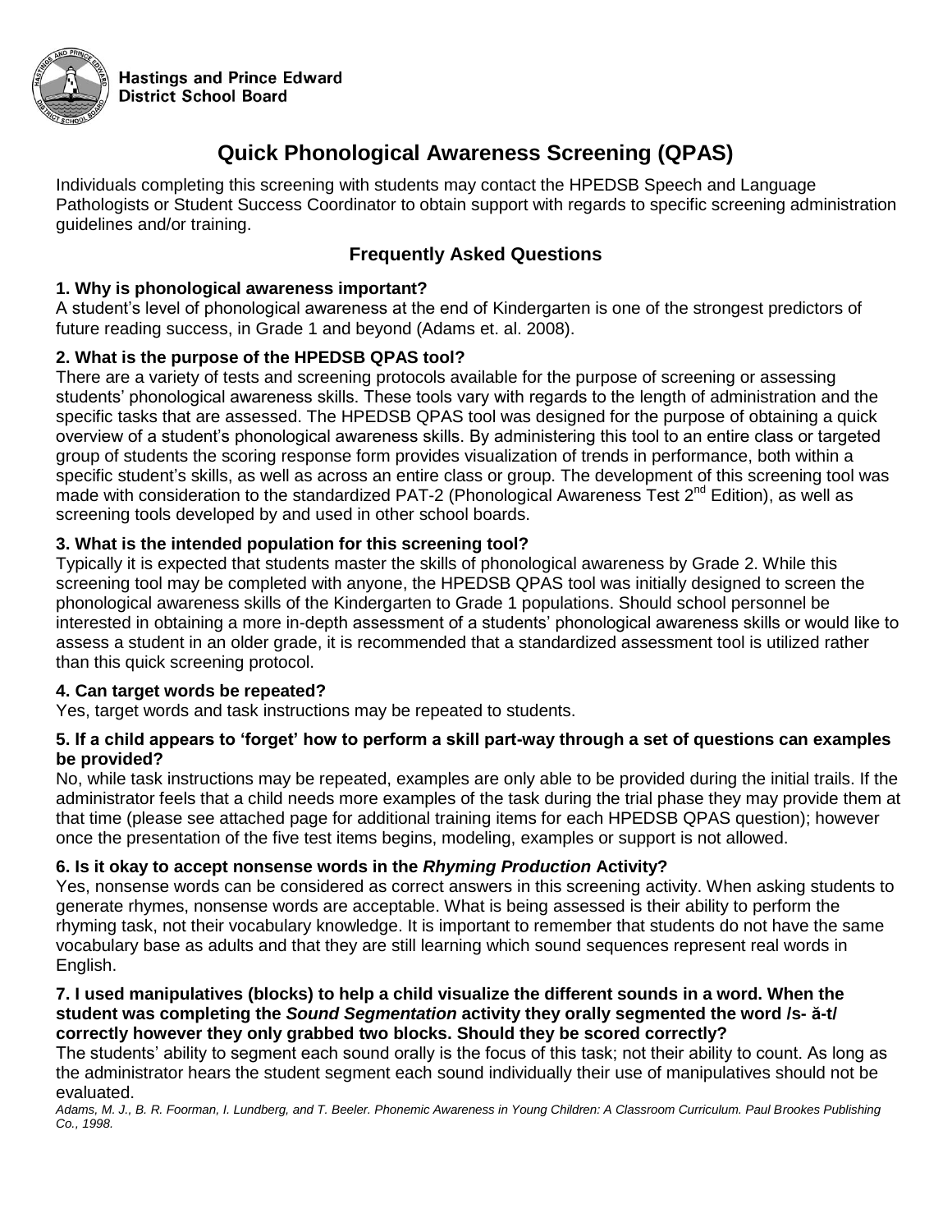Hastings and Prince Edward District School Board

# Quick Phonological Awareness Screening (QPAS)

Individuals completing this screening with students may contact the HPEDSB Speech and Language Pathologists or Student Success Coordinator to obtain support with regards to specific screening administration guidelines and/or training.

## Frequently Asked Questions

**1. Why is phonological awareness important?**

A student's level of phonological awareness at the end of Kindergarten is one of the strongest predictors of future reading success, in Grade 1 and beyond (Adams et. al. 2008).

**2. What is the purpose of the HPEDSB QPAS tool?**

There are a variety of tests and screening protocols available for the purpose of screening or assessing students' phonological awareness skills. These tools vary with regards to the length of administration and the specific tasks that are assessed. The HPEDSB QPAS tool was designed for the purpose of obtaining a quick overview of a student's phonological awareness skills. By administering this tool to an entire class or targeted group of students the scoring response form provides visualization of trends in performance, both within a specific student's skills, as well as across an entire class or group. The development of this screening tool was made with consideration to the standardized PAT-2 (Phonological Awareness Test 2nd Edition), as well as screening tools developed by and used in other school boards.

**3. What is the intended population for this screening tool?**

Typically it is expected that students master the skills of phonological awareness by Grade 2. While this screening tool may be completed with anyone, the HPEDSB QPAS tool was initially designed to screen the phonological awareness skills of the Kindergarten to Grade 1 populations. Should school personnel be interested in obtaining a more in-depth assessment of a students' phonological awareness skills or would like to assess a student in an older grade, it is recommended that a standardized assessment tool is utilized rather than this quick screening protocol.

**4. Can target words be repeated?**

Yes, target words and task instructions may be repeated to students.

**5. If a child appears to 'forget' how to perform a skill part-way through a set of questions can examples be provided?**

No, while task instructions may be repeated, examples are only able to be provided during the initial trails. If the administrator feels that a child needs more examples of the task during the trial phase they may provide them at that time (please see attached page for additional training items for each HPEDSB QPAS question); however once the presentation of the five test items begins, modeling, examples or support is not allowed.

**6. Is it okay to accept nonsense words in the *Rhyming Production* Activity?**

Yes, nonsense words can be considered as correct answers in this screening activity. When asking students to generate rhymes, nonsense words are acceptable. What is being assessed is their ability to perform the rhyming task, not their vocabulary knowledge. It is important to remember that students do not have the same vocabulary base as adults and that they are still learning which sound sequences represent real words in English.

**7. I used manipulatives (blocks) to help a child visualize the different sounds in a word. When the student was completing the *Sound Segmentation* activity they orally segmented the word /s- ă-t/ correctly however they only grabbed two blocks. Should they be scored correctly?**

The students' ability to segment each sound orally is the focus of this task; not their ability to count. As long as the administrator hears the student segment each sound individually their use of manipulatives should not be evaluated.

*Adams, M. J., B. R. Foorman, I. Lundberg, and T. Beeler. Phonemic Awareness in Young Children: A Classroom Curriculum. Paul Brookes Publishing Co., 1998.*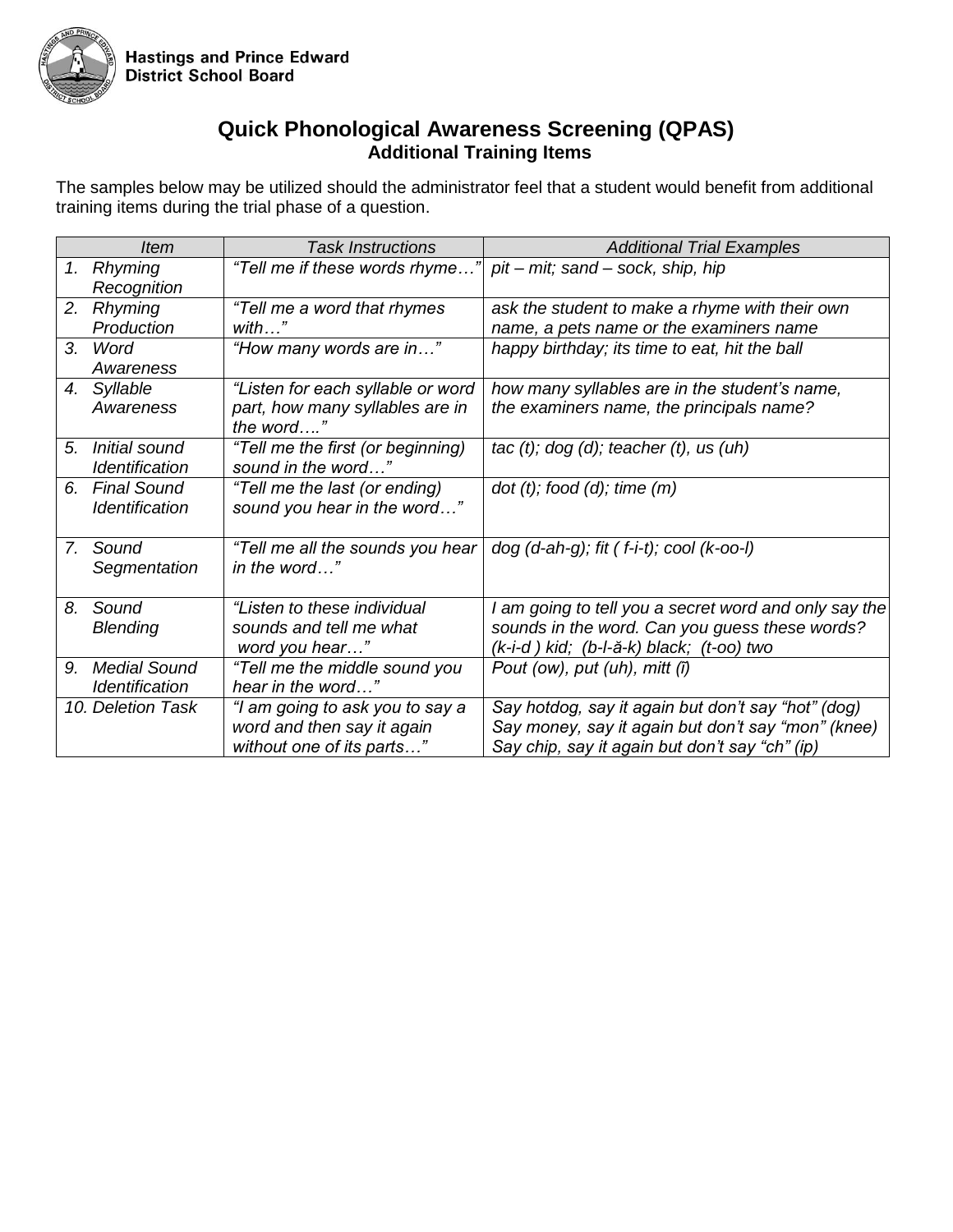Hastings and Prince Edward District School Board

# Quick Phonological Awareness Screening (QPAS)

## Additional Training Items

The samples below may be utilized should the administrator feel that a student would benefit from additional training items during the trial phase of a question.

| *Item* | *Task Instructions* | *Additional Trial Examples* |
|---|---|---|
| *1. Rhyming Recognition* | *"Tell me if these words rhyme…"* | *pit – mit; sand – sock, ship, hip* |
| *2. Rhyming Production* | *"Tell me a word that rhymes with…"* | *ask the student to make a rhyme with their own name, a pets name or the examiners name* |
| *3. Word Awareness* | *"How many words are in…"* | *happy birthday; its time to eat, hit the ball* |
| *4. Syllable Awareness* | *"Listen for each syllable or word part, how many syllables are in the word…."* | *how many syllables are in the student's name, the examiners name, the principals name?* |
| *5. Initial sound Identification* | *"Tell me the first (or beginning) sound in the word…"* | *tac (t); dog (d); teacher (t), us (uh)* |
| *6. Final Sound Identification* | *"Tell me the last (or ending) sound you hear in the word…"* | *dot (t); food (d); time (m)* |
| *7. Sound Segmentation* | *"Tell me all the sounds you hear in the word…"* | *dog (d-ah-g); fit ( f-i-t); cool (k-oo-l)* |
| *8. Sound Blending* | *"Listen to these individual sounds and tell me what word you hear…"* | *I am going to tell you a secret word and only say the sounds in the word. Can you guess these words? (k-i-d ) kid; (b-l-ă-k) black; (t-oo) two* |
| *9. Medial Sound Identification* | *"Tell me the middle sound you hear in the word…"* | *Pout (ow), put (uh), mitt (ĭ)* |
| *10. Deletion Task* | *"I am going to ask you to say a word and then say it again without one of its parts…"* | *Say hotdog, say it again but don't say "hot" (dog) Say money, say it again but don't say "mon" (knee) Say chip, say it again but don't say "ch" (ip)* |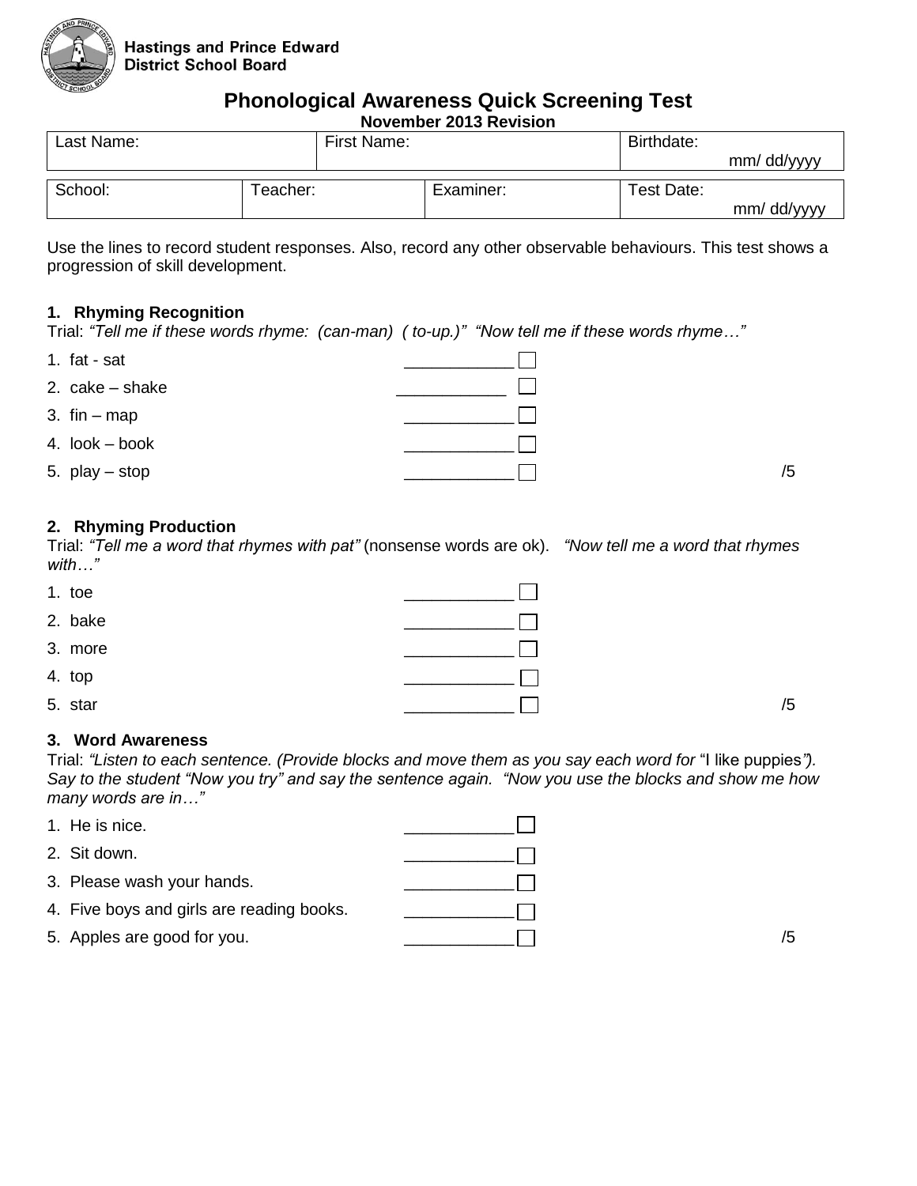Hastings and Prince Edward District School Board

# Phonological Awareness Quick Screening Test

**November 2013 Revision**

| Last Name: | First Name: | Birthdate: mm/ dd/yyyy |
|---|---|---|

| School: | Teacher: | Examiner: | Test Date: mm/ dd/yyyy |
|---|---|---|---|

Use the lines to record student responses. Also, record any other observable behaviours. This test shows a progression of skill development.

### 1. Rhyming Recognition

Trial: *"Tell me if these words rhyme: (can-man) ( to-up.)" "Now tell me if these words rhyme…"*

1. fat - sat ___________ ☐
2. cake – shake ___________ ☐
3. fin – map ___________ ☐
4. look – book ___________ ☐
5. play – stop ___________ ☐ /5

### 2. Rhyming Production

Trial: *"Tell me a word that rhymes with pat"* (nonsense words are ok). *"Now tell me a word that rhymes with…"*

1. toe ___________ ☐
2. bake ___________ ☐
3. more ___________ ☐
4. top ___________ ☐
5. star ___________ ☐ /5

### 3. Word Awareness

Trial: *"Listen to each sentence. (Provide blocks and move them as you say each word for* "I like puppies*"). Say to the student "Now you try" and say the sentence again. "Now you use the blocks and show me how many words are in…"*

1. He is nice. ___________ ☐
2. Sit down. ___________ ☐
3. Please wash your hands. ___________ ☐
4. Five boys and girls are reading books. ___________ ☐
5. Apples are good for you. ___________ ☐ /5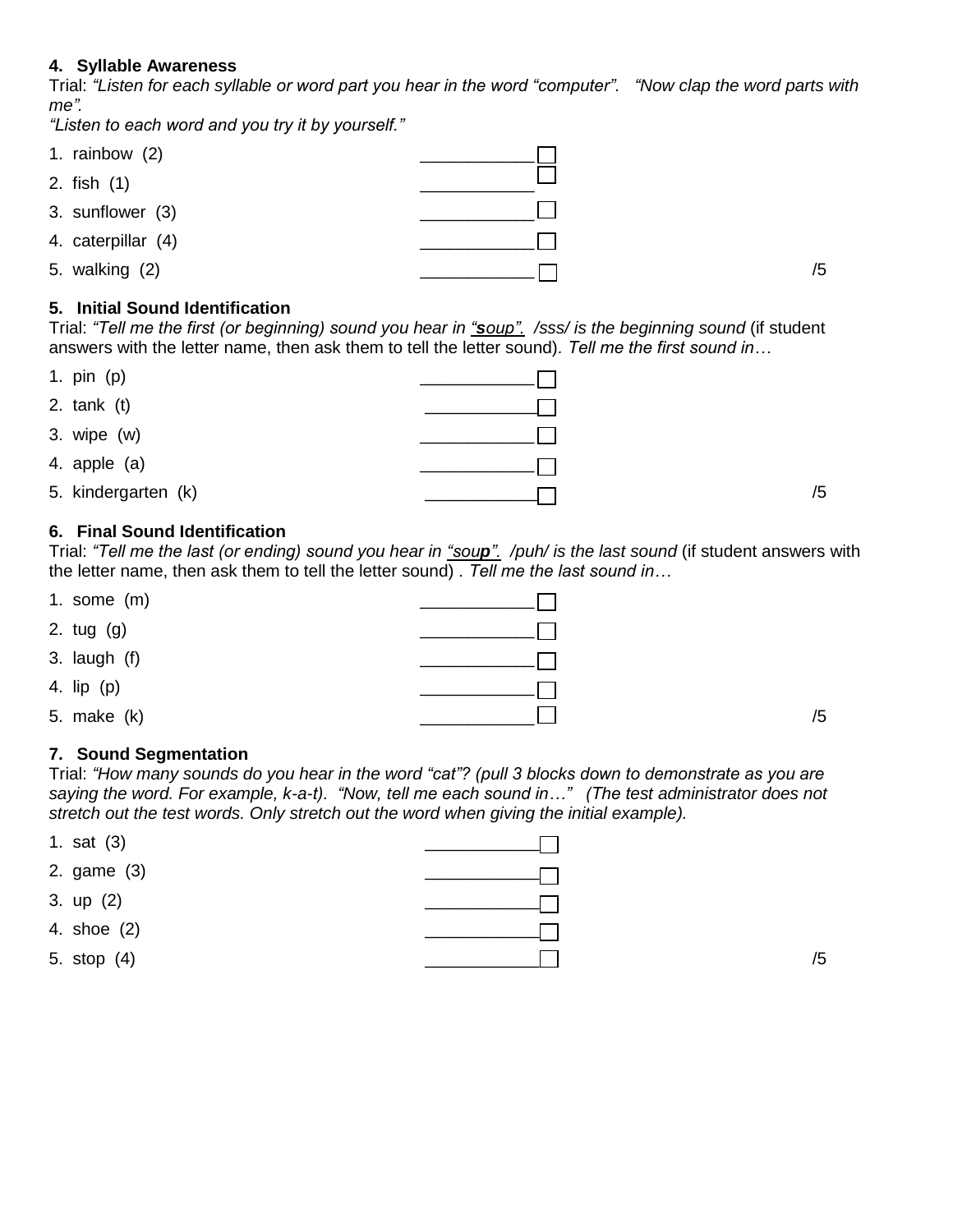### 4. Syllable Awareness

Trial: *"Listen for each syllable or word part you hear in the word "computer". "Now clap the word parts with me".*
*"Listen to each word and you try it by yourself."*

1. rainbow (2) ____________ ☐
2. fish (1) ____________ ☐
3. sunflower (3) ____________ ☐
4. caterpillar (4) ____________ ☐
5. walking (2) ____________ ☐ /5

### 5. Initial Sound Identification

Trial: *"Tell me the first (or beginning) sound you hear in "**s**oup". /sss/ is the beginning sound* (if student answers with the letter name, then ask them to tell the letter sound)*. Tell me the first sound in…*

1. pin (p) ____________ ☐
2. tank (t) ____________ ☐
3. wipe (w) ____________ ☐
4. apple (a) ____________ ☐
5. kindergarten (k) ____________ ☐ /5

### 6. Final Sound Identification

Trial: *"Tell me the last (or ending) sound you hear in "sou**p**". /puh/ is the last sound* (if student answers with the letter name, then ask them to tell the letter sound) . *Tell me the last sound in…*

1. some (m) ____________ ☐
2. tug (g) ____________ ☐
3. laugh (f) ____________ ☐
4. lip (p) ____________ ☐
5. make (k) ____________ ☐ /5

### 7. Sound Segmentation

Trial: *"How many sounds do you hear in the word "cat"? (pull 3 blocks down to demonstrate as you are saying the word. For example, k-a-t). "Now, tell me each sound in…" (The test administrator does not stretch out the test words. Only stretch out the word when giving the initial example).*

1. sat (3) ____________ ☐
2. game (3) ____________ ☐
3. up (2) ____________ ☐
4. shoe (2) ____________ ☐
5. stop (4) ____________ ☐ /5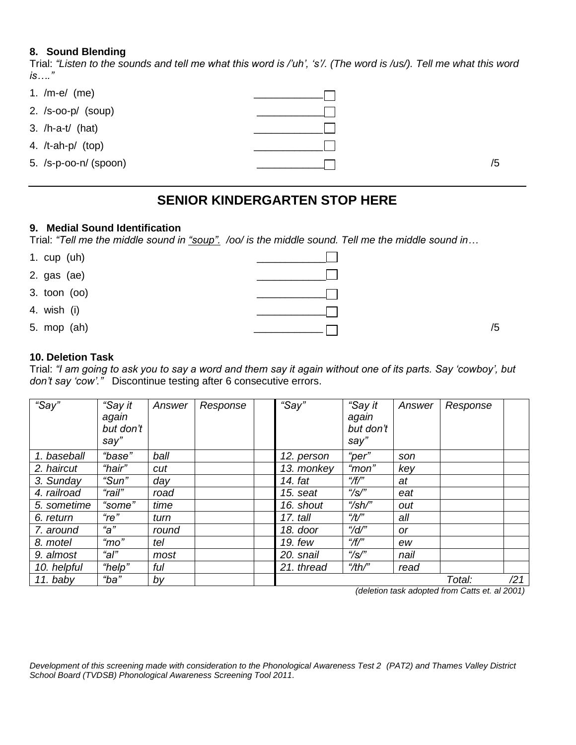### 8. Sound Blending

Trial: *"Listen to the sounds and tell me what this word is /'uh', 's'/. (The word is /us/). Tell me what this word is…."*

1. /m-e/ (me) ____________ ☐
2. /s-oo-p/ (soup) ____________ ☐
3. /h-a-t/ (hat) ____________ ☐
4. /t-ah-p/ (top) ____________ ☐
5. /s-p-oo-n/ (spoon) ____________ ☐ /5

---

## SENIOR KINDERGARTEN STOP HERE

### 9. Medial Sound Identification

Trial: *"Tell me the middle sound in "soup". /oo/ is the middle sound. Tell me the middle sound in…*

1. cup (uh) ____________ ☐
2. gas (ae) ____________ ☐
3. toon (oo) ____________ ☐
4. wish (i) ____________ ☐
5. mop (ah) ____________ ☐ /5

### 10. Deletion Task

Trial: *"I am going to ask you to say a word and them say it again without one of its parts. Say 'cowboy', but don't say 'cow'."* Discontinue testing after 6 consecutive errors.

| *"Say"* | *"Say it again but don't say"* | *Answer* | *Response* | | *"Say"* | *"Say it again but don't say"* | *Answer* | *Response* | |
|---|---|---|---|---|---|---|---|---|---|
| *1. baseball* | *"base"* | *ball* | | | *12. person* | *"per"* | *son* | | |
| *2. haircut* | *"hair"* | *cut* | | | *13. monkey* | *"mon"* | *key* | | |
| *3. Sunday* | *"Sun"* | *day* | | | *14. fat* | *"/f/"* | *at* | | |
| *4. railroad* | *"rail"* | *road* | | | *15. seat* | *"/s/"* | *eat* | | |
| *5. sometime* | *"some"* | *time* | | | *16. shout* | *"/sh/"* | *out* | | |
| *6. return* | *"re"* | *turn* | | | *17. tall* | *"/t/"* | *all* | | |
| *7. around* | *"a"* | *round* | | | *18. door* | *"/d/"* | *or* | | |
| *8. motel* | *"mo"* | *tel* | | | *19. few* | *"/f/"* | *ew* | | |
| *9. almost* | *"al"* | *most* | | | *20. snail* | *"/s/"* | *nail* | | |
| *10. helpful* | *"help"* | *ful* | | | *21. thread* | *"/th/"* | *read* | | |
| *11. baby* | *"ba"* | *by* | | | | | | *Total:* | */21* |

*(deletion task adopted from Catts et. al 2001)*

*Development of this screening made with consideration to the Phonological Awareness Test 2 (PAT2) and Thames Valley District School Board (TVDSB) Phonological Awareness Screening Tool 2011.*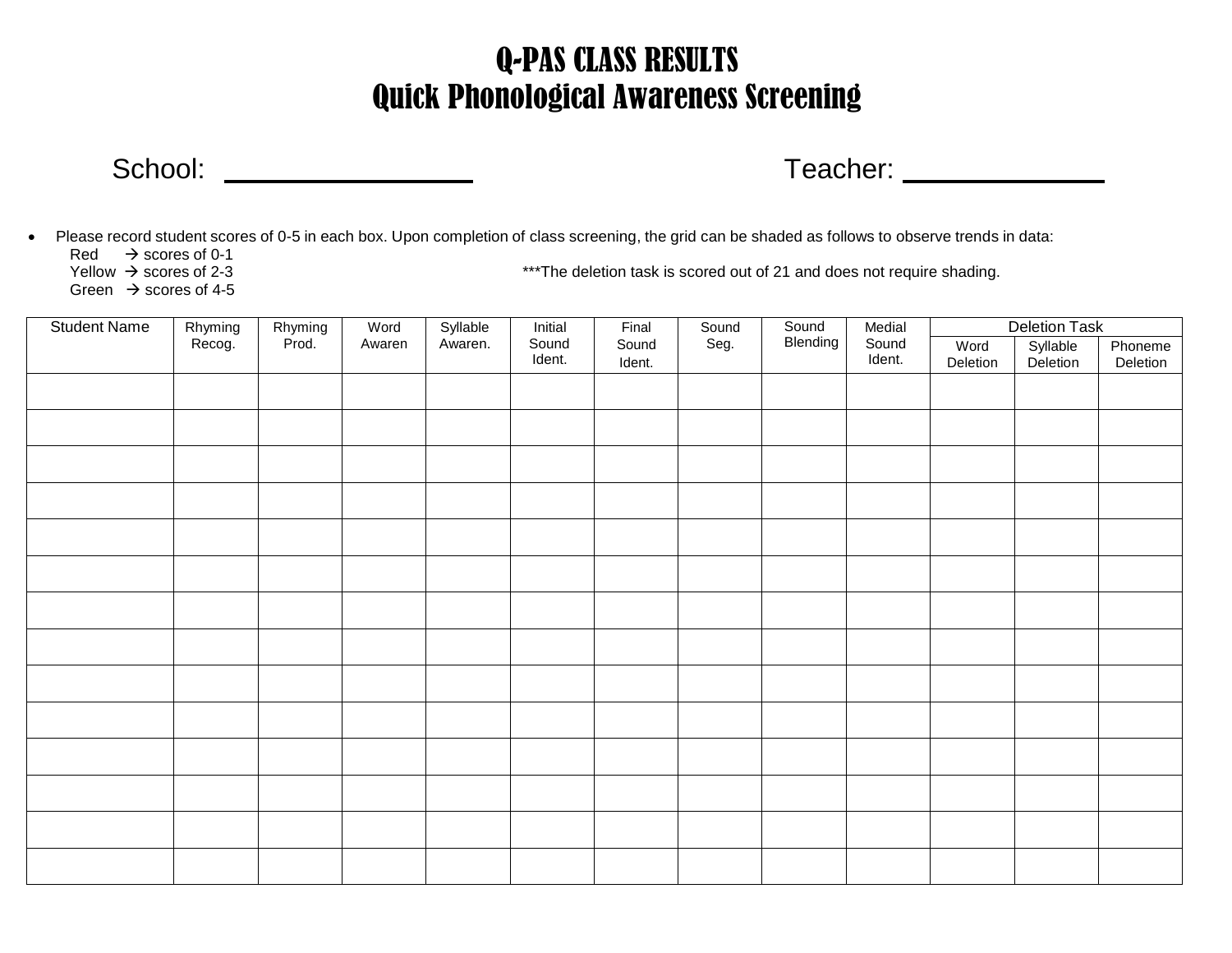# Q-PAS CLASS RESULTS
# Quick Phonological Awareness Screening

School: ________________ Teacher: _____________

- Please record student scores of 0-5 in each box. Upon completion of class screening, the grid can be shaded as follows to observe trends in data:
  - Red → scores of 0-1
  - Yellow → scores of 2-3
  - Green → scores of 4-5

***The deletion task is scored out of 21 and does not require shading.

| Student Name | Rhyming Recog. | Rhyming Prod. | Word Awaren | Syllable Awaren. | Initial Sound Ident. | Final Sound Ident. | Sound Seg. | Sound Blending | Medial Sound Ident. | Deletion Task | | |
|---|---|---|---|---|---|---|---|---|---|---|---|---|
| | | | | | | | | | | Word Deletion | Syllable Deletion | Phoneme Deletion |
| | | | | | | | | | | | | |
| | | | | | | | | | | | | |
| | | | | | | | | | | | | |
| | | | | | | | | | | | | |
| | | | | | | | | | | | | |
| | | | | | | | | | | | | |
| | | | | | | | | | | | | |
| | | | | | | | | | | | | |
| | | | | | | | | | | | | |
| | | | | | | | | | | | | |
| | | | | | | | | | | | | |
| | | | | | | | | | | | | |
| | | | | | | | | | | | | |
| | | | | | | | | | | | | |